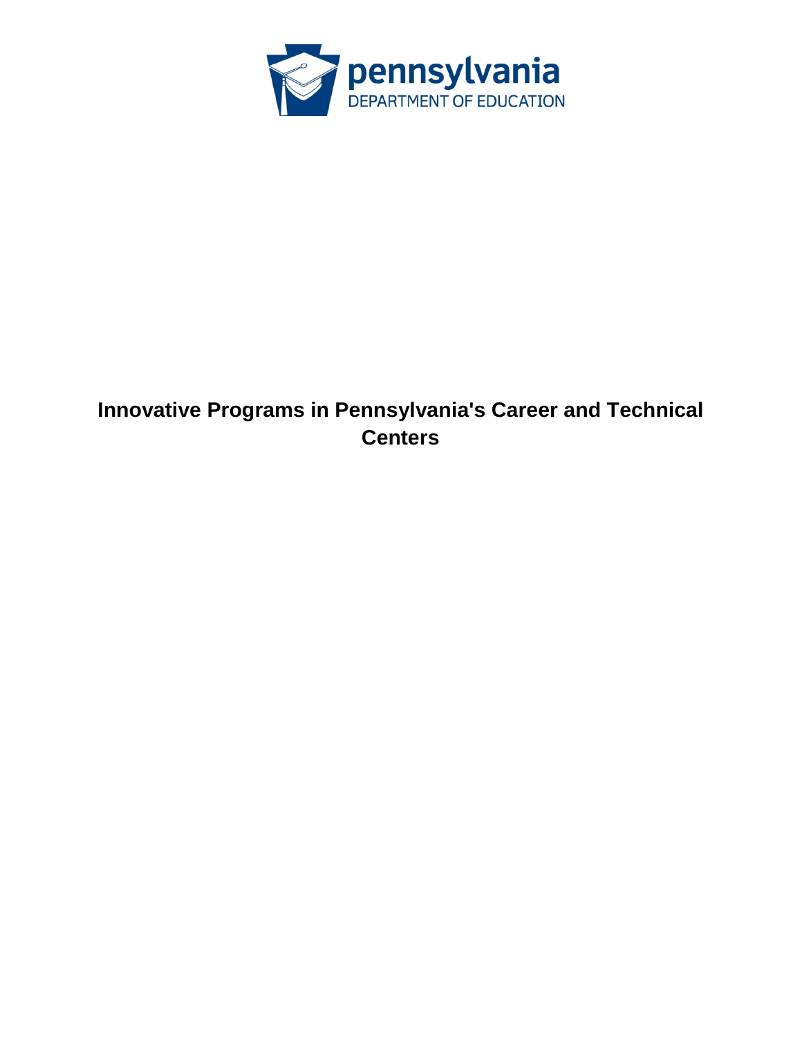pennsylvania
DEPARTMENT OF EDUCATION

# Innovative Programs in Pennsylvania's Career and Technical Centers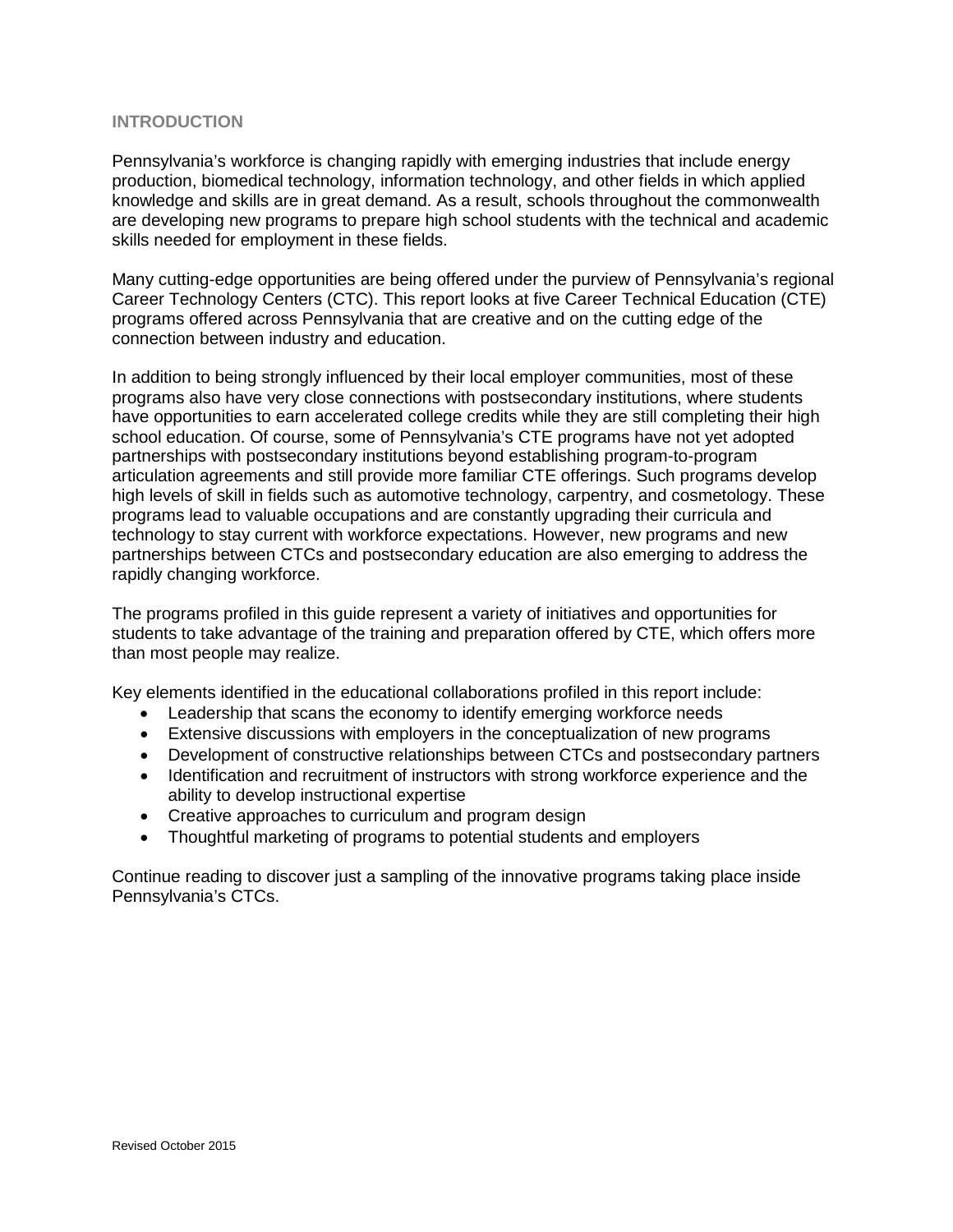## INTRODUCTION

Pennsylvania's workforce is changing rapidly with emerging industries that include energy production, biomedical technology, information technology, and other fields in which applied knowledge and skills are in great demand. As a result, schools throughout the commonwealth are developing new programs to prepare high school students with the technical and academic skills needed for employment in these fields.

Many cutting-edge opportunities are being offered under the purview of Pennsylvania's regional Career Technology Centers (CTC). This report looks at five Career Technical Education (CTE) programs offered across Pennsylvania that are creative and on the cutting edge of the connection between industry and education.

In addition to being strongly influenced by their local employer communities, most of these programs also have very close connections with postsecondary institutions, where students have opportunities to earn accelerated college credits while they are still completing their high school education. Of course, some of Pennsylvania's CTE programs have not yet adopted partnerships with postsecondary institutions beyond establishing program-to-program articulation agreements and still provide more familiar CTE offerings. Such programs develop high levels of skill in fields such as automotive technology, carpentry, and cosmetology. These programs lead to valuable occupations and are constantly upgrading their curricula and technology to stay current with workforce expectations. However, new programs and new partnerships between CTCs and postsecondary education are also emerging to address the rapidly changing workforce.

The programs profiled in this guide represent a variety of initiatives and opportunities for students to take advantage of the training and preparation offered by CTE, which offers more than most people may realize.

Key elements identified in the educational collaborations profiled in this report include:

- Leadership that scans the economy to identify emerging workforce needs
- Extensive discussions with employers in the conceptualization of new programs
- Development of constructive relationships between CTCs and postsecondary partners
- Identification and recruitment of instructors with strong workforce experience and the ability to develop instructional expertise
- Creative approaches to curriculum and program design
- Thoughtful marketing of programs to potential students and employers

Continue reading to discover just a sampling of the innovative programs taking place inside Pennsylvania's CTCs.

Revised October 2015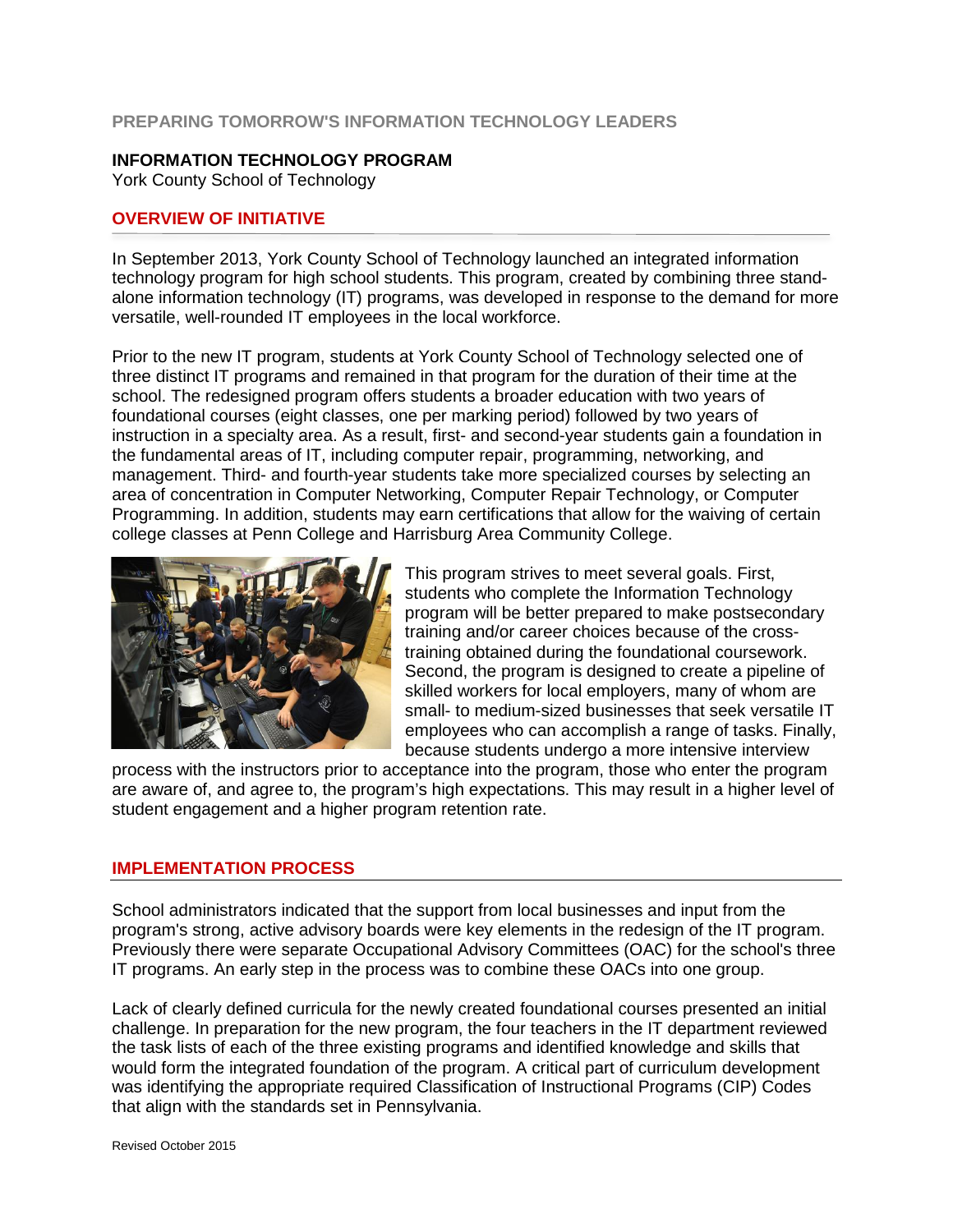PREPARING TOMORROW'S INFORMATION TECHNOLOGY LEADERS

**INFORMATION TECHNOLOGY PROGRAM**
York County School of Technology

## OVERVIEW OF INITIATIVE

In September 2013, York County School of Technology launched an integrated information technology program for high school students. This program, created by combining three stand-alone information technology (IT) programs, was developed in response to the demand for more versatile, well-rounded IT employees in the local workforce.

Prior to the new IT program, students at York County School of Technology selected one of three distinct IT programs and remained in that program for the duration of their time at the school. The redesigned program offers students a broader education with two years of foundational courses (eight classes, one per marking period) followed by two years of instruction in a specialty area. As a result, first- and second-year students gain a foundation in the fundamental areas of IT, including computer repair, programming, networking, and management. Third- and fourth-year students take more specialized courses by selecting an area of concentration in Computer Networking, Computer Repair Technology, or Computer Programming. In addition, students may earn certifications that allow for the waiving of certain college classes at Penn College and Harrisburg Area Community College.

This program strives to meet several goals. First, students who complete the Information Technology program will be better prepared to make postsecondary training and/or career choices because of the cross-training obtained during the foundational coursework. Second, the program is designed to create a pipeline of skilled workers for local employers, many of whom are small- to medium-sized businesses that seek versatile IT employees who can accomplish a range of tasks. Finally, because students undergo a more intensive interview process with the instructors prior to acceptance into the program, those who enter the program are aware of, and agree to, the program's high expectations. This may result in a higher level of student engagement and a higher program retention rate.

## IMPLEMENTATION PROCESS

School administrators indicated that the support from local businesses and input from the program's strong, active advisory boards were key elements in the redesign of the IT program. Previously there were separate Occupational Advisory Committees (OAC) for the school's three IT programs. An early step in the process was to combine these OACs into one group.

Lack of clearly defined curricula for the newly created foundational courses presented an initial challenge. In preparation for the new program, the four teachers in the IT department reviewed the task lists of each of the three existing programs and identified knowledge and skills that would form the integrated foundation of the program. A critical part of curriculum development was identifying the appropriate required Classification of Instructional Programs (CIP) Codes that align with the standards set in Pennsylvania.

Revised October 2015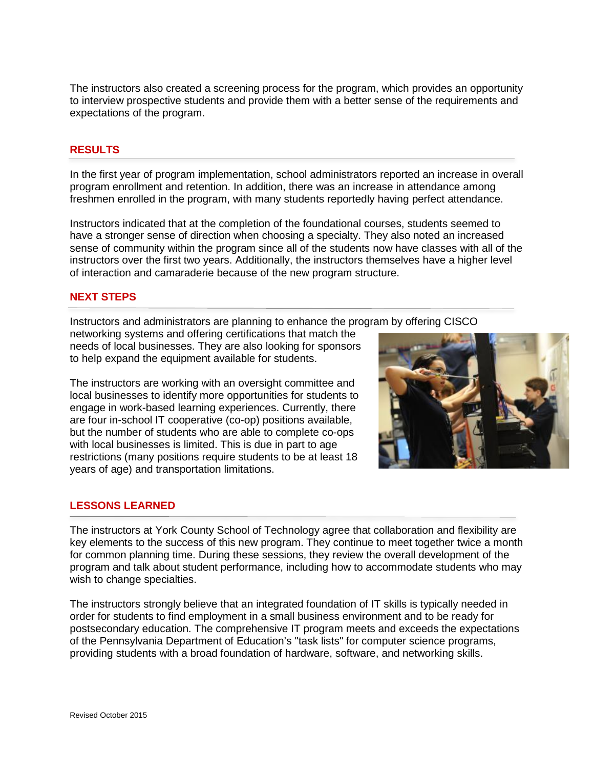The instructors also created a screening process for the program, which provides an opportunity to interview prospective students and provide them with a better sense of the requirements and expectations of the program.

## RESULTS

In the first year of program implementation, school administrators reported an increase in overall program enrollment and retention. In addition, there was an increase in attendance among freshmen enrolled in the program, with many students reportedly having perfect attendance.

Instructors indicated that at the completion of the foundational courses, students seemed to have a stronger sense of direction when choosing a specialty. They also noted an increased sense of community within the program since all of the students now have classes with all of the instructors over the first two years. Additionally, the instructors themselves have a higher level of interaction and camaraderie because of the new program structure.

## NEXT STEPS

Instructors and administrators are planning to enhance the program by offering CISCO networking systems and offering certifications that match the needs of local businesses. They are also looking for sponsors to help expand the equipment available for students.

The instructors are working with an oversight committee and local businesses to identify more opportunities for students to engage in work-based learning experiences. Currently, there are four in-school IT cooperative (co-op) positions available, but the number of students who are able to complete co-ops with local businesses is limited. This is due in part to age restrictions (many positions require students to be at least 18 years of age) and transportation limitations.

## LESSONS LEARNED

The instructors at York County School of Technology agree that collaboration and flexibility are key elements to the success of this new program. They continue to meet together twice a month for common planning time. During these sessions, they review the overall development of the program and talk about student performance, including how to accommodate students who may wish to change specialties.

The instructors strongly believe that an integrated foundation of IT skills is typically needed in order for students to find employment in a small business environment and to be ready for postsecondary education. The comprehensive IT program meets and exceeds the expectations of the Pennsylvania Department of Education's "task lists" for computer science programs, providing students with a broad foundation of hardware, software, and networking skills.

Revised October 2015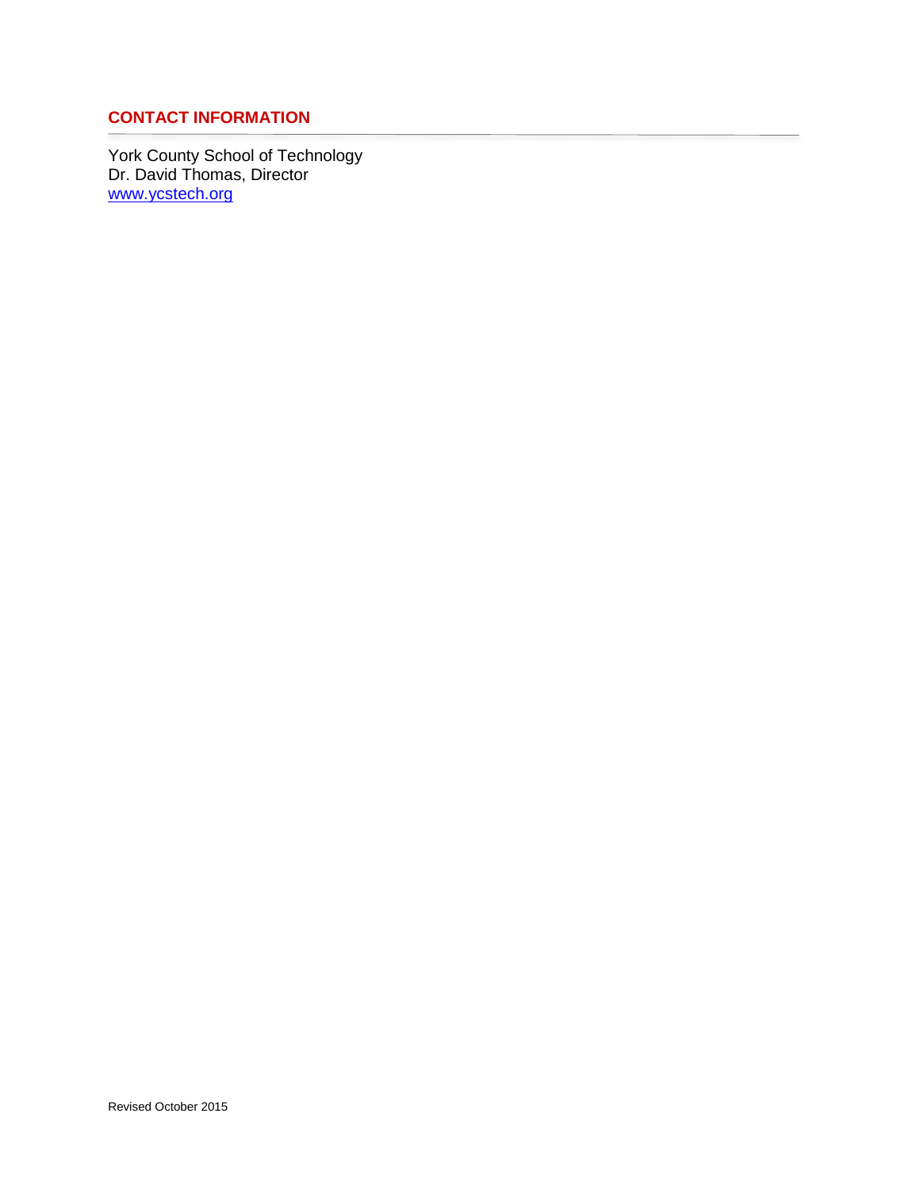## CONTACT INFORMATION

York County School of Technology
Dr. David Thomas, Director
[www.ycstech.org](http://www.ycstech.org)

Revised October 2015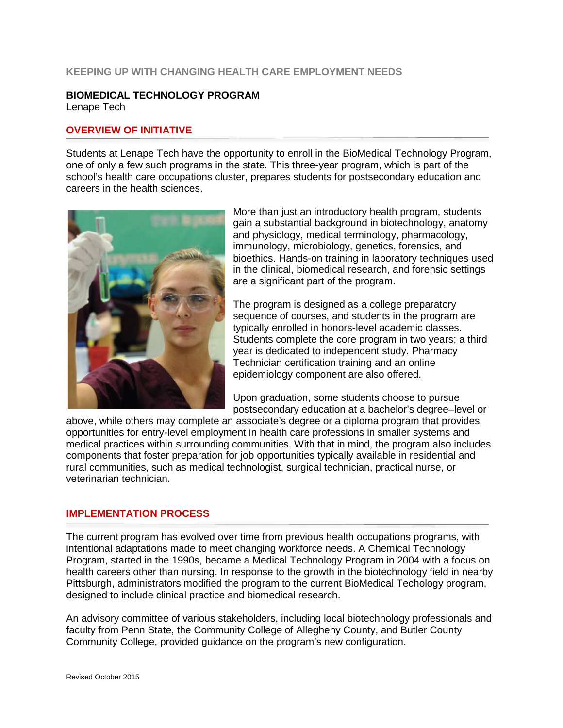KEEPING UP WITH CHANGING HEALTH CARE EMPLOYMENT NEEDS

**BIOMEDICAL TECHNOLOGY PROGRAM**
Lenape Tech

## OVERVIEW OF INITIATIVE

Students at Lenape Tech have the opportunity to enroll in the BioMedical Technology Program, one of only a few such programs in the state. This three-year program, which is part of the school's health care occupations cluster, prepares students for postsecondary education and careers in the health sciences.

More than just an introductory health program, students gain a substantial background in biotechnology, anatomy and physiology, medical terminology, pharmacology, immunology, microbiology, genetics, forensics, and bioethics. Hands-on training in laboratory techniques used in the clinical, biomedical research, and forensic settings are a significant part of the program.

The program is designed as a college preparatory sequence of courses, and students in the program are typically enrolled in honors-level academic classes. Students complete the core program in two years; a third year is dedicated to independent study. Pharmacy Technician certification training and an online epidemiology component are also offered.

Upon graduation, some students choose to pursue postsecondary education at a bachelor's degree–level or above, while others may complete an associate's degree or a diploma program that provides opportunities for entry-level employment in health care professions in smaller systems and medical practices within surrounding communities. With that in mind, the program also includes components that foster preparation for job opportunities typically available in residential and rural communities, such as medical technologist, surgical technician, practical nurse, or veterinarian technician.

## IMPLEMENTATION PROCESS

The current program has evolved over time from previous health occupations programs, with intentional adaptations made to meet changing workforce needs. A Chemical Technology Program, started in the 1990s, became a Medical Technology Program in 2004 with a focus on health careers other than nursing. In response to the growth in the biotechnology field in nearby Pittsburgh, administrators modified the program to the current BioMedical Techology program, designed to include clinical practice and biomedical research.

An advisory committee of various stakeholders, including local biotechnology professionals and faculty from Penn State, the Community College of Allegheny County, and Butler County Community College, provided guidance on the program's new configuration.

Revised October 2015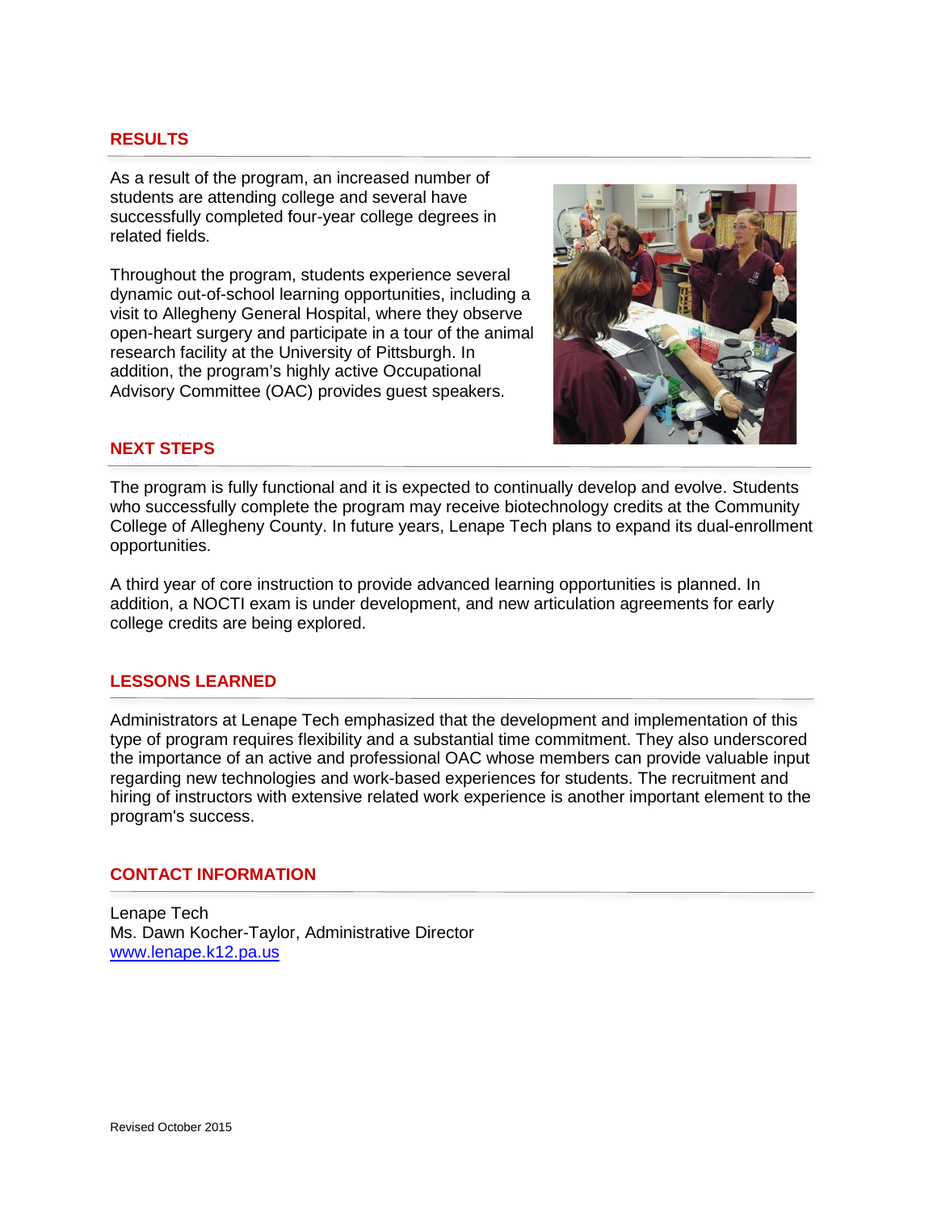## RESULTS

As a result of the program, an increased number of students are attending college and several have successfully completed four-year college degrees in related fields.

Throughout the program, students experience several dynamic out-of-school learning opportunities, including a visit to Allegheny General Hospital, where they observe open-heart surgery and participate in a tour of the animal research facility at the University of Pittsburgh. In addition, the program's highly active Occupational Advisory Committee (OAC) provides guest speakers.

## NEXT STEPS

The program is fully functional and it is expected to continually develop and evolve. Students who successfully complete the program may receive biotechnology credits at the Community College of Allegheny County. In future years, Lenape Tech plans to expand its dual-enrollment opportunities.

A third year of core instruction to provide advanced learning opportunities is planned. In addition, a NOCTI exam is under development, and new articulation agreements for early college credits are being explored.

## LESSONS LEARNED

Administrators at Lenape Tech emphasized that the development and implementation of this type of program requires flexibility and a substantial time commitment. They also underscored the importance of an active and professional OAC whose members can provide valuable input regarding new technologies and work-based experiences for students. The recruitment and hiring of instructors with extensive related work experience is another important element to the program's success.

## CONTACT INFORMATION

Lenape Tech
Ms. Dawn Kocher-Taylor, Administrative Director
www.lenape.k12.pa.us

Revised October 2015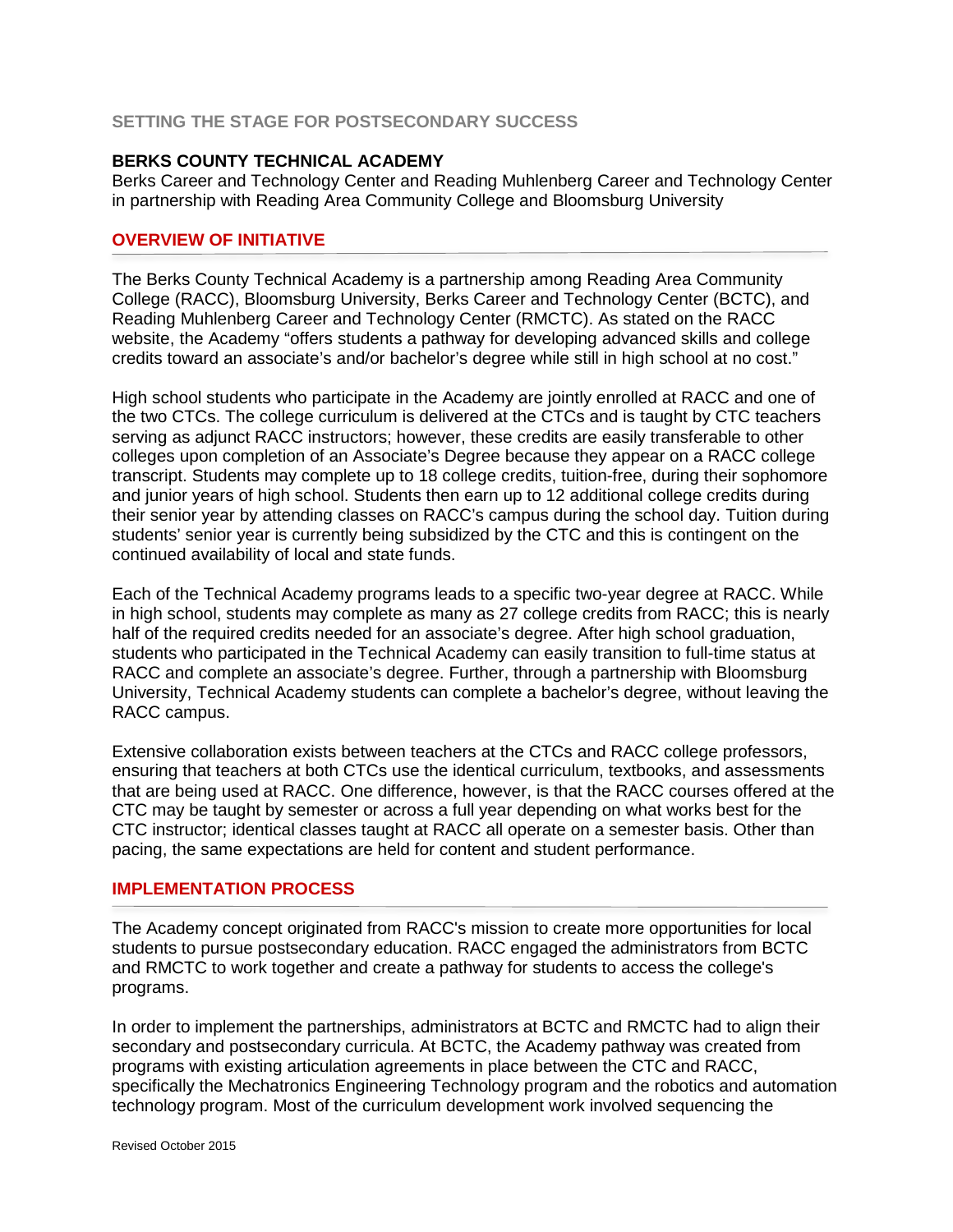## SETTING THE STAGE FOR POSTSECONDARY SUCCESS

### BERKS COUNTY TECHNICAL ACADEMY

Berks Career and Technology Center and Reading Muhlenberg Career and Technology Center in partnership with Reading Area Community College and Bloomsburg University

### OVERVIEW OF INITIATIVE

The Berks County Technical Academy is a partnership among Reading Area Community College (RACC), Bloomsburg University, Berks Career and Technology Center (BCTC), and Reading Muhlenberg Career and Technology Center (RMCTC). As stated on the RACC website, the Academy "offers students a pathway for developing advanced skills and college credits toward an associate's and/or bachelor's degree while still in high school at no cost."

High school students who participate in the Academy are jointly enrolled at RACC and one of the two CTCs. The college curriculum is delivered at the CTCs and is taught by CTC teachers serving as adjunct RACC instructors; however, these credits are easily transferable to other colleges upon completion of an Associate's Degree because they appear on a RACC college transcript. Students may complete up to 18 college credits, tuition-free, during their sophomore and junior years of high school. Students then earn up to 12 additional college credits during their senior year by attending classes on RACC's campus during the school day. Tuition during students' senior year is currently being subsidized by the CTC and this is contingent on the continued availability of local and state funds.

Each of the Technical Academy programs leads to a specific two-year degree at RACC. While in high school, students may complete as many as 27 college credits from RACC; this is nearly half of the required credits needed for an associate's degree. After high school graduation, students who participated in the Technical Academy can easily transition to full-time status at RACC and complete an associate's degree. Further, through a partnership with Bloomsburg University, Technical Academy students can complete a bachelor's degree, without leaving the RACC campus.

Extensive collaboration exists between teachers at the CTCs and RACC college professors, ensuring that teachers at both CTCs use the identical curriculum, textbooks, and assessments that are being used at RACC. One difference, however, is that the RACC courses offered at the CTC may be taught by semester or across a full year depending on what works best for the CTC instructor; identical classes taught at RACC all operate on a semester basis. Other than pacing, the same expectations are held for content and student performance.

### IMPLEMENTATION PROCESS

The Academy concept originated from RACC's mission to create more opportunities for local students to pursue postsecondary education. RACC engaged the administrators from BCTC and RMCTC to work together and create a pathway for students to access the college's programs.

In order to implement the partnerships, administrators at BCTC and RMCTC had to align their secondary and postsecondary curricula. At BCTC, the Academy pathway was created from programs with existing articulation agreements in place between the CTC and RACC, specifically the Mechatronics Engineering Technology program and the robotics and automation technology program. Most of the curriculum development work involved sequencing the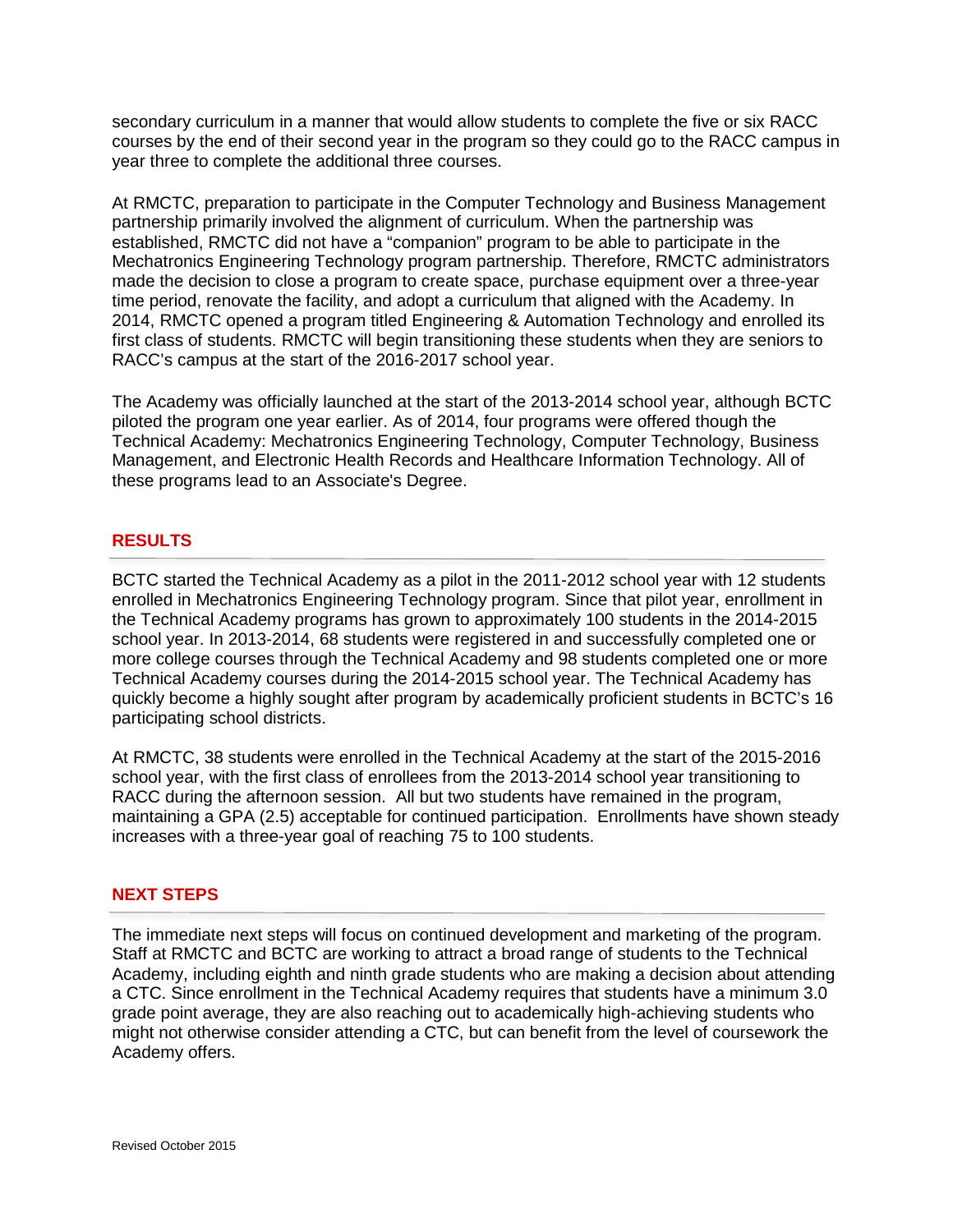secondary curriculum in a manner that would allow students to complete the five or six RACC courses by the end of their second year in the program so they could go to the RACC campus in year three to complete the additional three courses.

At RMCTC, preparation to participate in the Computer Technology and Business Management partnership primarily involved the alignment of curriculum. When the partnership was established, RMCTC did not have a "companion" program to be able to participate in the Mechatronics Engineering Technology program partnership. Therefore, RMCTC administrators made the decision to close a program to create space, purchase equipment over a three-year time period, renovate the facility, and adopt a curriculum that aligned with the Academy. In 2014, RMCTC opened a program titled Engineering & Automation Technology and enrolled its first class of students. RMCTC will begin transitioning these students when they are seniors to RACC's campus at the start of the 2016-2017 school year.

The Academy was officially launched at the start of the 2013-2014 school year, although BCTC piloted the program one year earlier. As of 2014, four programs were offered though the Technical Academy: Mechatronics Engineering Technology, Computer Technology, Business Management, and Electronic Health Records and Healthcare Information Technology. All of these programs lead to an Associate's Degree.

## RESULTS

BCTC started the Technical Academy as a pilot in the 2011-2012 school year with 12 students enrolled in Mechatronics Engineering Technology program. Since that pilot year, enrollment in the Technical Academy programs has grown to approximately 100 students in the 2014-2015 school year. In 2013-2014, 68 students were registered in and successfully completed one or more college courses through the Technical Academy and 98 students completed one or more Technical Academy courses during the 2014-2015 school year. The Technical Academy has quickly become a highly sought after program by academically proficient students in BCTC's 16 participating school districts.

At RMCTC, 38 students were enrolled in the Technical Academy at the start of the 2015-2016 school year, with the first class of enrollees from the 2013-2014 school year transitioning to RACC during the afternoon session. All but two students have remained in the program, maintaining a GPA (2.5) acceptable for continued participation. Enrollments have shown steady increases with a three-year goal of reaching 75 to 100 students.

## NEXT STEPS

The immediate next steps will focus on continued development and marketing of the program. Staff at RMCTC and BCTC are working to attract a broad range of students to the Technical Academy, including eighth and ninth grade students who are making a decision about attending a CTC. Since enrollment in the Technical Academy requires that students have a minimum 3.0 grade point average, they are also reaching out to academically high-achieving students who might not otherwise consider attending a CTC, but can benefit from the level of coursework the Academy offers.

Revised October 2015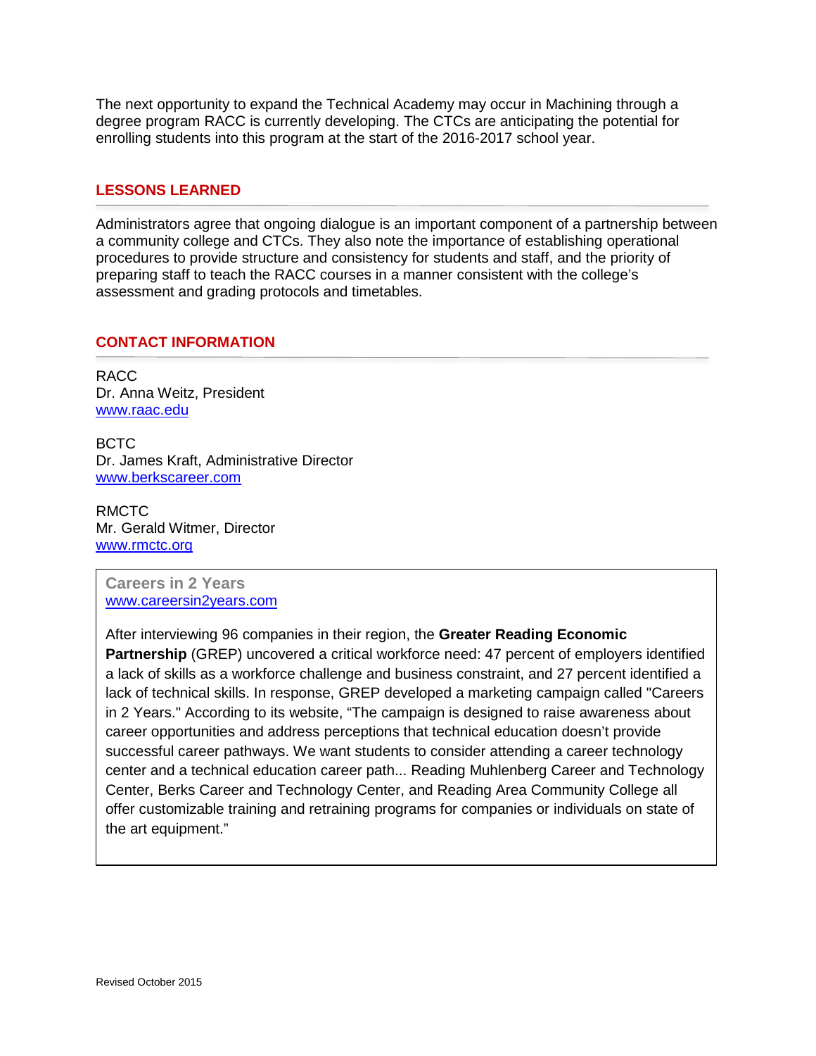The next opportunity to expand the Technical Academy may occur in Machining through a degree program RACC is currently developing. The CTCs are anticipating the potential for enrolling students into this program at the start of the 2016-2017 school year.

## LESSONS LEARNED

Administrators agree that ongoing dialogue is an important component of a partnership between a community college and CTCs. They also note the importance of establishing operational procedures to provide structure and consistency for students and staff, and the priority of preparing staff to teach the RACC courses in a manner consistent with the college's assessment and grading protocols and timetables.

## CONTACT INFORMATION

RACC
Dr. Anna Weitz, President
www.raac.edu

BCTC
Dr. James Kraft, Administrative Director
www.berkscareer.com

RMCTC
Mr. Gerald Witmer, Director
www.rmctc.org

**Careers in 2 Years**
www.careersin2years.com

After interviewing 96 companies in their region, the **Greater Reading Economic Partnership** (GREP) uncovered a critical workforce need: 47 percent of employers identified a lack of skills as a workforce challenge and business constraint, and 27 percent identified a lack of technical skills. In response, GREP developed a marketing campaign called "Careers in 2 Years." According to its website, "The campaign is designed to raise awareness about career opportunities and address perceptions that technical education doesn't provide successful career pathways. We want students to consider attending a career technology center and a technical education career path... Reading Muhlenberg Career and Technology Center, Berks Career and Technology Center, and Reading Area Community College all offer customizable training and retraining programs for companies or individuals on state of the art equipment."

Revised October 2015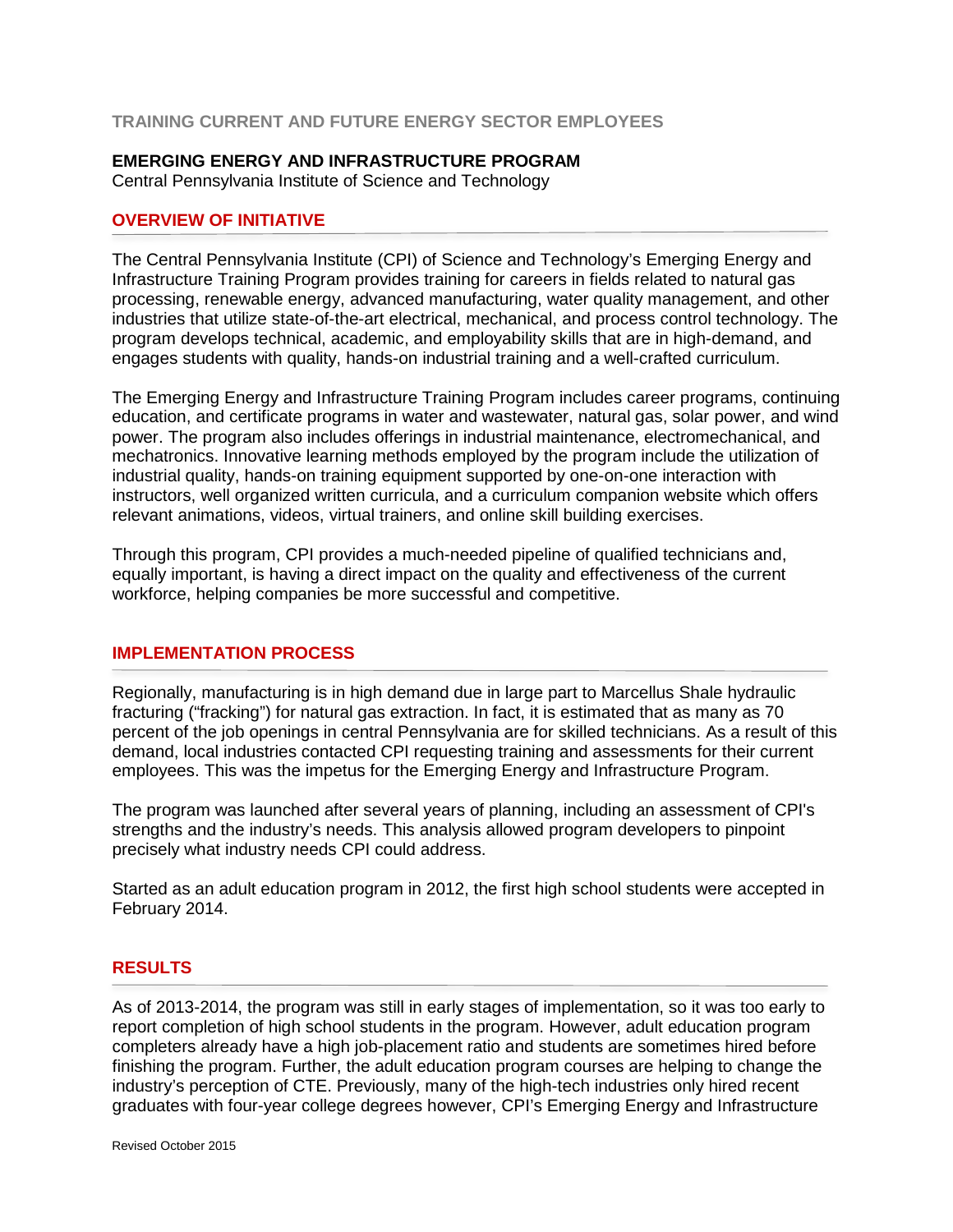TRAINING CURRENT AND FUTURE ENERGY SECTOR EMPLOYEES

## EMERGING ENERGY AND INFRASTRUCTURE PROGRAM

Central Pennsylvania Institute of Science and Technology

### OVERVIEW OF INITIATIVE

The Central Pennsylvania Institute (CPI) of Science and Technology's Emerging Energy and Infrastructure Training Program provides training for careers in fields related to natural gas processing, renewable energy, advanced manufacturing, water quality management, and other industries that utilize state-of-the-art electrical, mechanical, and process control technology. The program develops technical, academic, and employability skills that are in high-demand, and engages students with quality, hands-on industrial training and a well-crafted curriculum.

The Emerging Energy and Infrastructure Training Program includes career programs, continuing education, and certificate programs in water and wastewater, natural gas, solar power, and wind power. The program also includes offerings in industrial maintenance, electromechanical, and mechatronics. Innovative learning methods employed by the program include the utilization of industrial quality, hands-on training equipment supported by one-on-one interaction with instructors, well organized written curricula, and a curriculum companion website which offers relevant animations, videos, virtual trainers, and online skill building exercises.

Through this program, CPI provides a much-needed pipeline of qualified technicians and, equally important, is having a direct impact on the quality and effectiveness of the current workforce, helping companies be more successful and competitive.

### IMPLEMENTATION PROCESS

Regionally, manufacturing is in high demand due in large part to Marcellus Shale hydraulic fracturing ("fracking") for natural gas extraction. In fact, it is estimated that as many as 70 percent of the job openings in central Pennsylvania are for skilled technicians. As a result of this demand, local industries contacted CPI requesting training and assessments for their current employees. This was the impetus for the Emerging Energy and Infrastructure Program.

The program was launched after several years of planning, including an assessment of CPI's strengths and the industry's needs. This analysis allowed program developers to pinpoint precisely what industry needs CPI could address.

Started as an adult education program in 2012, the first high school students were accepted in February 2014.

### RESULTS

As of 2013-2014, the program was still in early stages of implementation, so it was too early to report completion of high school students in the program. However, adult education program completers already have a high job-placement ratio and students are sometimes hired before finishing the program. Further, the adult education program courses are helping to change the industry's perception of CTE. Previously, many of the high-tech industries only hired recent graduates with four-year college degrees however, CPI's Emerging Energy and Infrastructure

Revised October 2015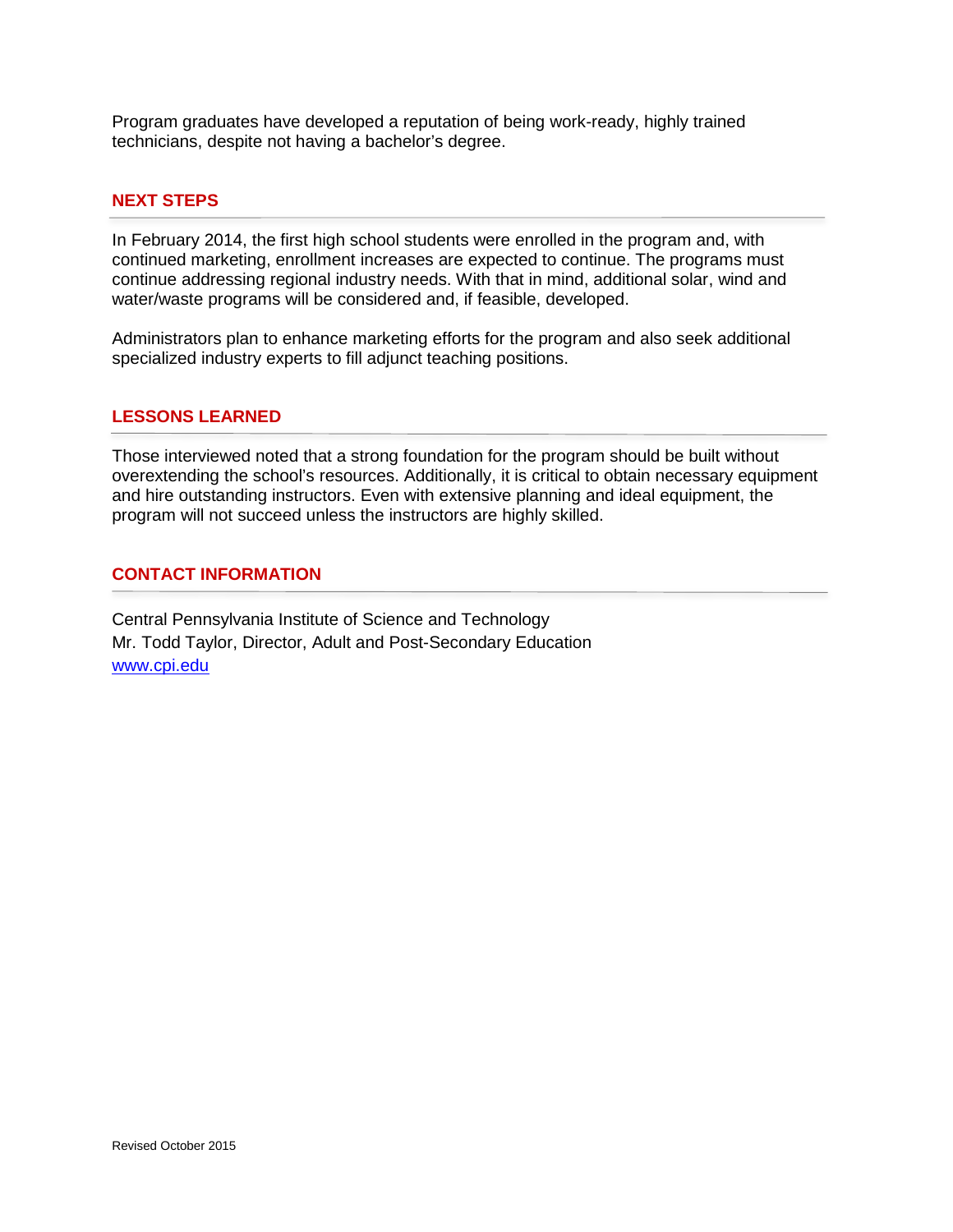Program graduates have developed a reputation of being work-ready, highly trained technicians, despite not having a bachelor's degree.

## NEXT STEPS

In February 2014, the first high school students were enrolled in the program and, with continued marketing, enrollment increases are expected to continue. The programs must continue addressing regional industry needs. With that in mind, additional solar, wind and water/waste programs will be considered and, if feasible, developed.

Administrators plan to enhance marketing efforts for the program and also seek additional specialized industry experts to fill adjunct teaching positions.

## LESSONS LEARNED

Those interviewed noted that a strong foundation for the program should be built without overextending the school's resources. Additionally, it is critical to obtain necessary equipment and hire outstanding instructors. Even with extensive planning and ideal equipment, the program will not succeed unless the instructors are highly skilled.

## CONTACT INFORMATION

Central Pennsylvania Institute of Science and Technology
Mr. Todd Taylor, Director, Adult and Post-Secondary Education
[www.cpi.edu](http://www.cpi.edu)

Revised October 2015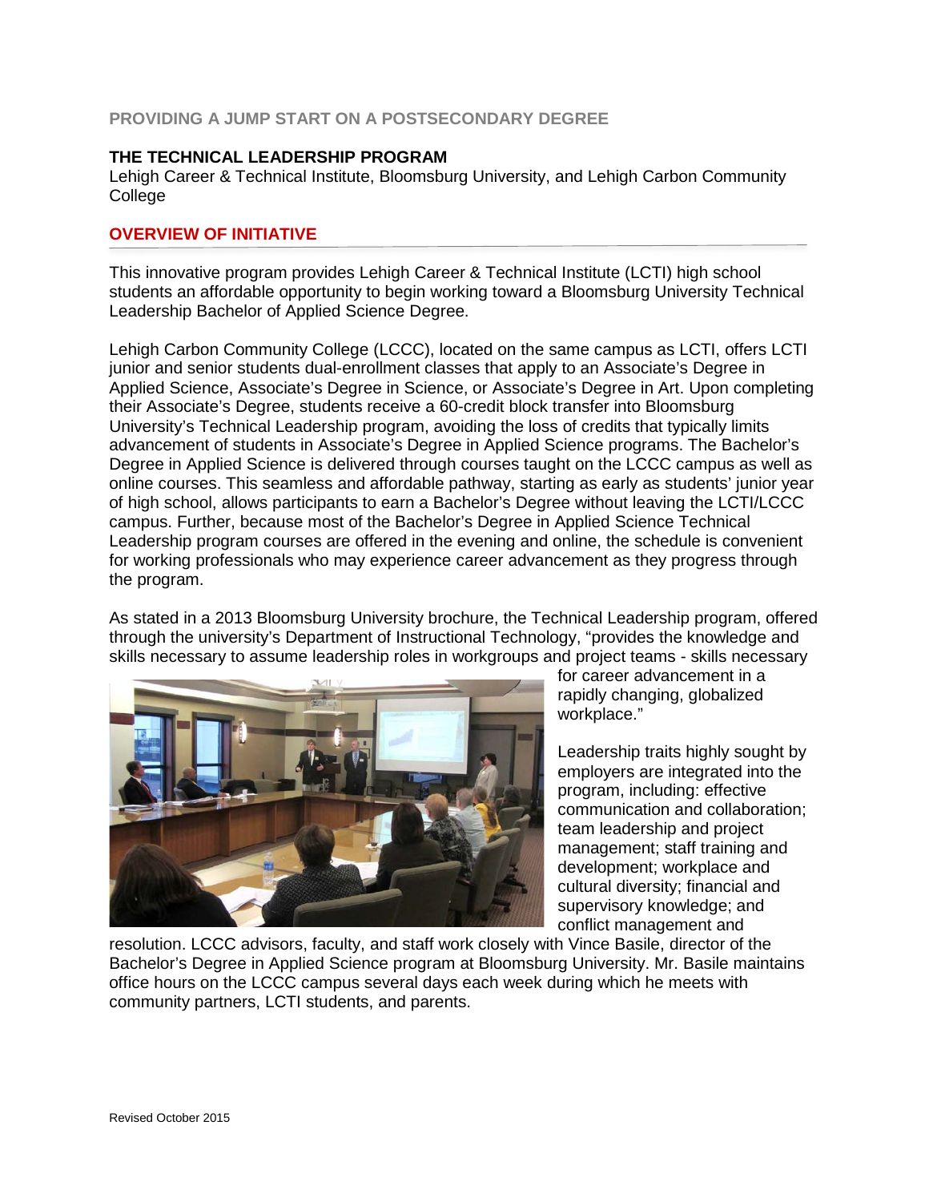**PROVIDING A JUMP START ON A POSTSECONDARY DEGREE**

## THE TECHNICAL LEADERSHIP PROGRAM

Lehigh Career & Technical Institute, Bloomsburg University, and Lehigh Carbon Community College

### OVERVIEW OF INITIATIVE

This innovative program provides Lehigh Career & Technical Institute (LCTI) high school students an affordable opportunity to begin working toward a Bloomsburg University Technical Leadership Bachelor of Applied Science Degree.

Lehigh Carbon Community College (LCCC), located on the same campus as LCTI, offers LCTI junior and senior students dual-enrollment classes that apply to an Associate's Degree in Applied Science, Associate's Degree in Science, or Associate's Degree in Art. Upon completing their Associate's Degree, students receive a 60-credit block transfer into Bloomsburg University's Technical Leadership program, avoiding the loss of credits that typically limits advancement of students in Associate's Degree in Applied Science programs. The Bachelor's Degree in Applied Science is delivered through courses taught on the LCCC campus as well as online courses. This seamless and affordable pathway, starting as early as students' junior year of high school, allows participants to earn a Bachelor's Degree without leaving the LCTI/LCCC campus. Further, because most of the Bachelor's Degree in Applied Science Technical Leadership program courses are offered in the evening and online, the schedule is convenient for working professionals who may experience career advancement as they progress through the program.

As stated in a 2013 Bloomsburg University brochure, the Technical Leadership program, offered through the university's Department of Instructional Technology, "provides the knowledge and skills necessary to assume leadership roles in workgroups and project teams - skills necessary for career advancement in a rapidly changing, globalized workplace."

Leadership traits highly sought by employers are integrated into the program, including: effective communication and collaboration; team leadership and project management; staff training and development; workplace and cultural diversity; financial and supervisory knowledge; and conflict management and resolution. LCCC advisors, faculty, and staff work closely with Vince Basile, director of the Bachelor's Degree in Applied Science program at Bloomsburg University. Mr. Basile maintains office hours on the LCCC campus several days each week during which he meets with community partners, LCTI students, and parents.

Revised October 2015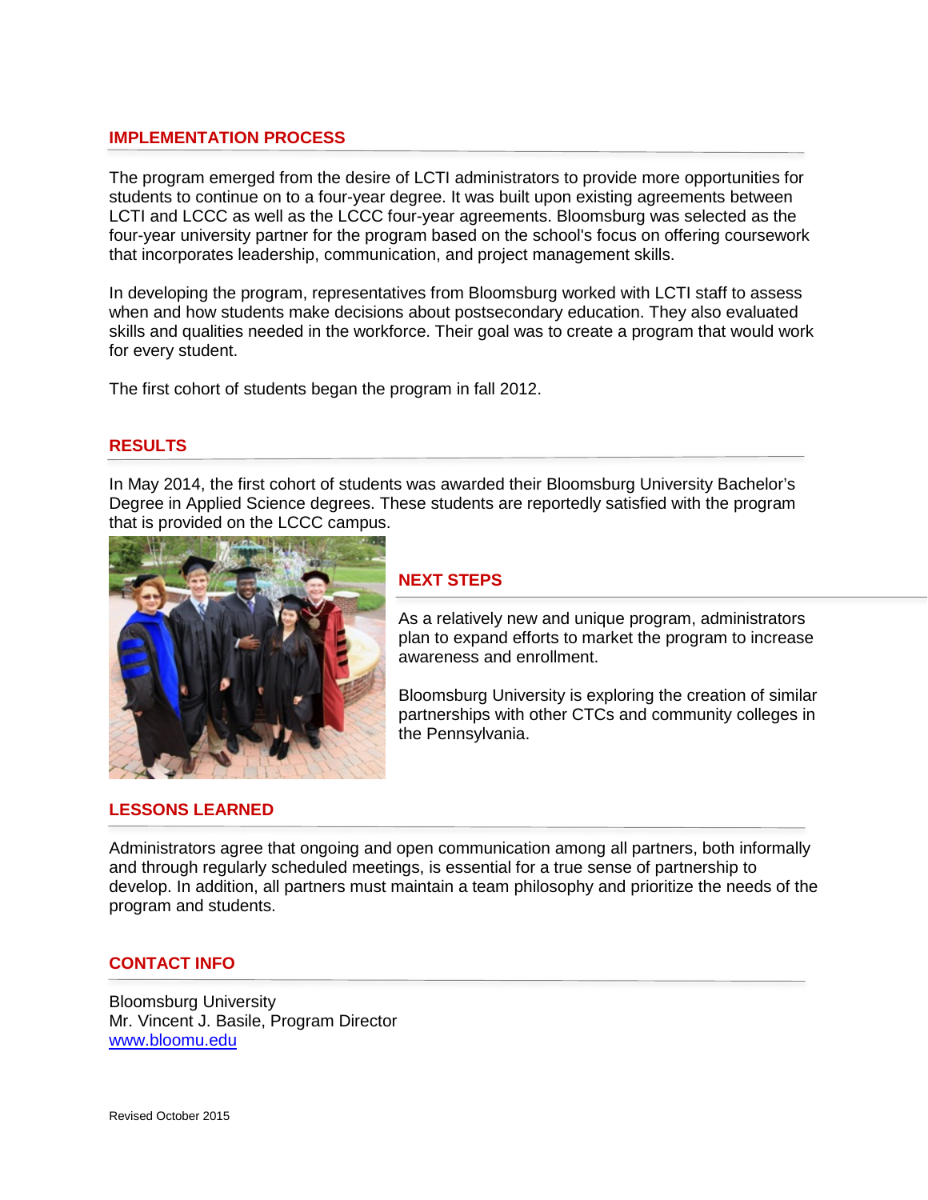## IMPLEMENTATION PROCESS

The program emerged from the desire of LCTI administrators to provide more opportunities for students to continue on to a four-year degree. It was built upon existing agreements between LCTI and LCCC as well as the LCCC four-year agreements. Bloomsburg was selected as the four-year university partner for the program based on the school's focus on offering coursework that incorporates leadership, communication, and project management skills.

In developing the program, representatives from Bloomsburg worked with LCTI staff to assess when and how students make decisions about postsecondary education. They also evaluated skills and qualities needed in the workforce. Their goal was to create a program that would work for every student.

The first cohort of students began the program in fall 2012.

## RESULTS

In May 2014, the first cohort of students was awarded their Bloomsburg University Bachelor's Degree in Applied Science degrees. These students are reportedly satisfied with the program that is provided on the LCCC campus.

## NEXT STEPS

As a relatively new and unique program, administrators plan to expand efforts to market the program to increase awareness and enrollment.

Bloomsburg University is exploring the creation of similar partnerships with other CTCs and community colleges in the Pennsylvania.

## LESSONS LEARNED

Administrators agree that ongoing and open communication among all partners, both informally and through regularly scheduled meetings, is essential for a true sense of partnership to develop. In addition, all partners must maintain a team philosophy and prioritize the needs of the program and students.

## CONTACT INFO

Bloomsburg University
Mr. Vincent J. Basile, Program Director
[www.bloomu.edu](http://www.bloomu.edu)

Revised October 2015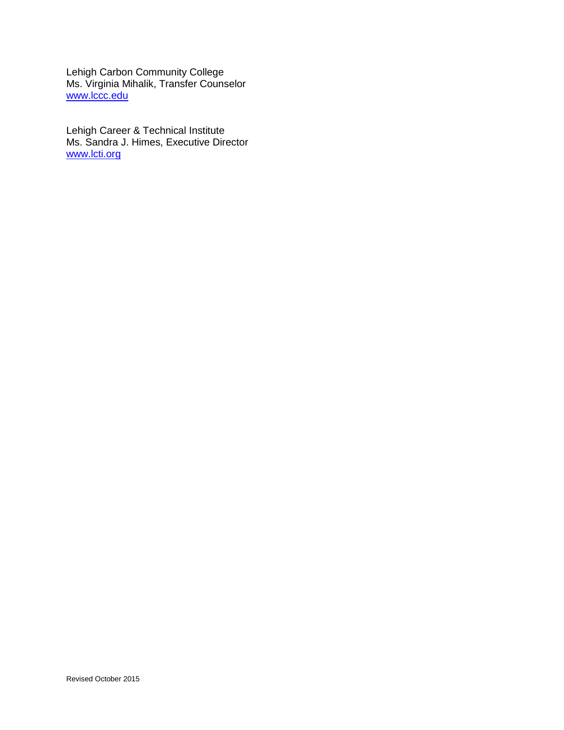Lehigh Carbon Community College
Ms. Virginia Mihalik, Transfer Counselor
www.lccc.edu

Lehigh Career & Technical Institute
Ms. Sandra J. Himes, Executive Director
www.lcti.org

Revised October 2015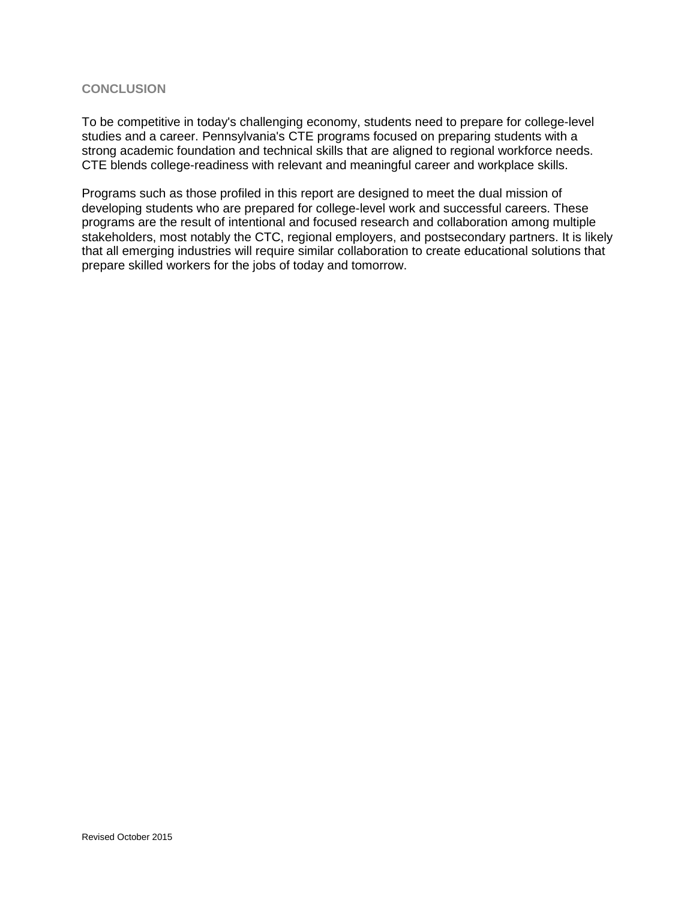## CONCLUSION

To be competitive in today's challenging economy, students need to prepare for college-level studies and a career. Pennsylvania's CTE programs focused on preparing students with a strong academic foundation and technical skills that are aligned to regional workforce needs. CTE blends college-readiness with relevant and meaningful career and workplace skills.

Programs such as those profiled in this report are designed to meet the dual mission of developing students who are prepared for college-level work and successful careers. These programs are the result of intentional and focused research and collaboration among multiple stakeholders, most notably the CTC, regional employers, and postsecondary partners. It is likely that all emerging industries will require similar collaboration to create educational solutions that prepare skilled workers for the jobs of today and tomorrow.

Revised October 2015